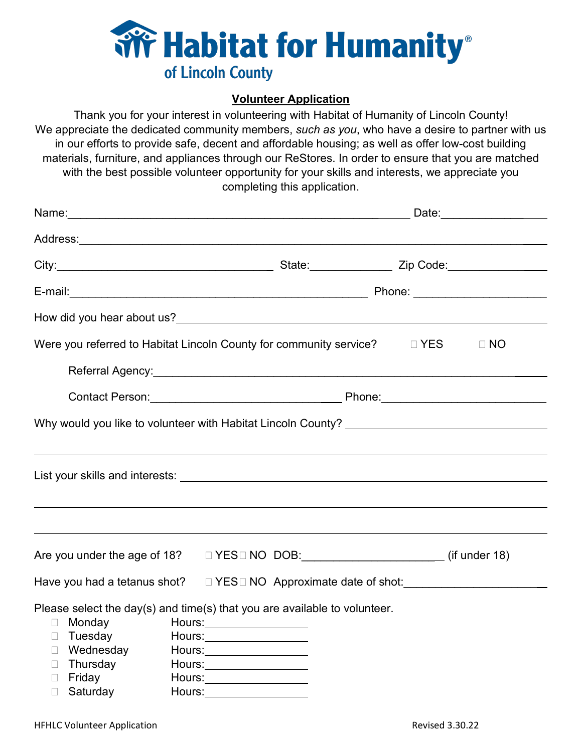# Habitat for Humanity
## of Lincoln County

**Volunteer Application**

Thank you for your interest in volunteering with Habitat of Humanity of Lincoln County! We appreciate the dedicated community members, *such as you*, who have a desire to partner with us in our efforts to provide safe, decent and affordable housing; as well as offer low-cost building materials, furniture, and appliances through our ReStores. In order to ensure that you are matched with the best possible volunteer opportunity for your skills and interests, we appreciate you completing this application.

Name:___________________________________________________ Date:_______________

Address:_________________________________________________________________________

City:_________________________________ State:_____________ Zip Code:_______________

E-mail:_______________________________________________ Phone: ____________________

How did you hear about us?_____________________________________________________________

Were you referred to Habitat Lincoln County for community service? ☐ YES ☐ NO

Referral Agency:_____________________________________________________________

Contact Person:____________________________ Phone:________________________

Why would you like to volunteer with Habitat Lincoln County? ______________________________

_____________________________________________________________________________

List your skills and interests: ____________________________________________________________

_____________________________________________________________________________

_____________________________________________________________________________

Are you under the age of 18? ☐ YES ☐ NO DOB:______________________ (if under 18)

Have you had a tetanus shot? ☐ YES ☐ NO Approximate date of shot:______________________

Please select the day(s) and time(s) that you are available to volunteer.

- ☐ Monday Hours:_______________
- ☐ Tuesday Hours:_______________
- ☐ Wednesday Hours:_______________
- ☐ Thursday Hours:_______________
- ☐ Friday Hours:_______________
- ☐ Saturday Hours:_______________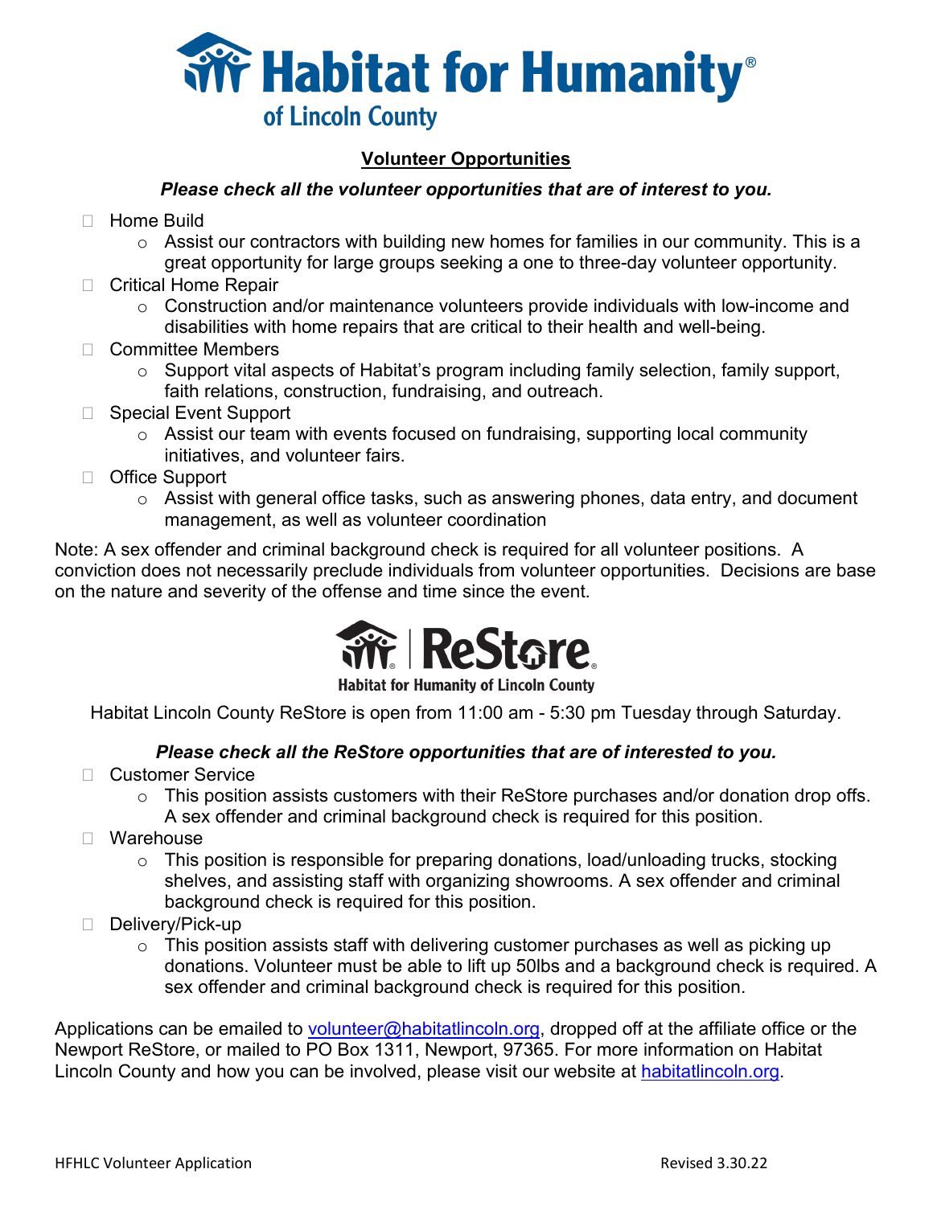# Habitat for Humanity®
### of Lincoln County

## Volunteer Opportunities

***Please check all the volunteer opportunities that are of interest to you.***

- ☐ Home Build
  - Assist our contractors with building new homes for families in our community. This is a great opportunity for large groups seeking a one to three-day volunteer opportunity.
- ☐ Critical Home Repair
  - Construction and/or maintenance volunteers provide individuals with low-income and disabilities with home repairs that are critical to their health and well-being.
- ☐ Committee Members
  - Support vital aspects of Habitat's program including family selection, family support, faith relations, construction, fundraising, and outreach.
- ☐ Special Event Support
  - Assist our team with events focused on fundraising, supporting local community initiatives, and volunteer fairs.
- ☐ Office Support
  - Assist with general office tasks, such as answering phones, data entry, and document management, as well as volunteer coordination

Note: A sex offender and criminal background check is required for all volunteer positions. A conviction does not necessarily preclude individuals from volunteer opportunities. Decisions are base on the nature and severity of the offense and time since the event.

## ReStore
Habitat for Humanity of Lincoln County

Habitat Lincoln County ReStore is open from 11:00 am - 5:30 pm Tuesday through Saturday.

***Please check all the ReStore opportunities that are of interested to you.***

- ☐ Customer Service
  - This position assists customers with their ReStore purchases and/or donation drop offs. A sex offender and criminal background check is required for this position.
- ☐ Warehouse
  - This position is responsible for preparing donations, load/unloading trucks, stocking shelves, and assisting staff with organizing showrooms. A sex offender and criminal background check is required for this position.
- ☐ Delivery/Pick-up
  - This position assists staff with delivering customer purchases as well as picking up donations. Volunteer must be able to lift up 50lbs and a background check is required. A sex offender and criminal background check is required for this position.

Applications can be emailed to volunteer@habitatlincoln.org, dropped off at the affiliate office or the Newport ReStore, or mailed to PO Box 1311, Newport, 97365. For more information on Habitat Lincoln County and how you can be involved, please visit our website at habitatlincoln.org.